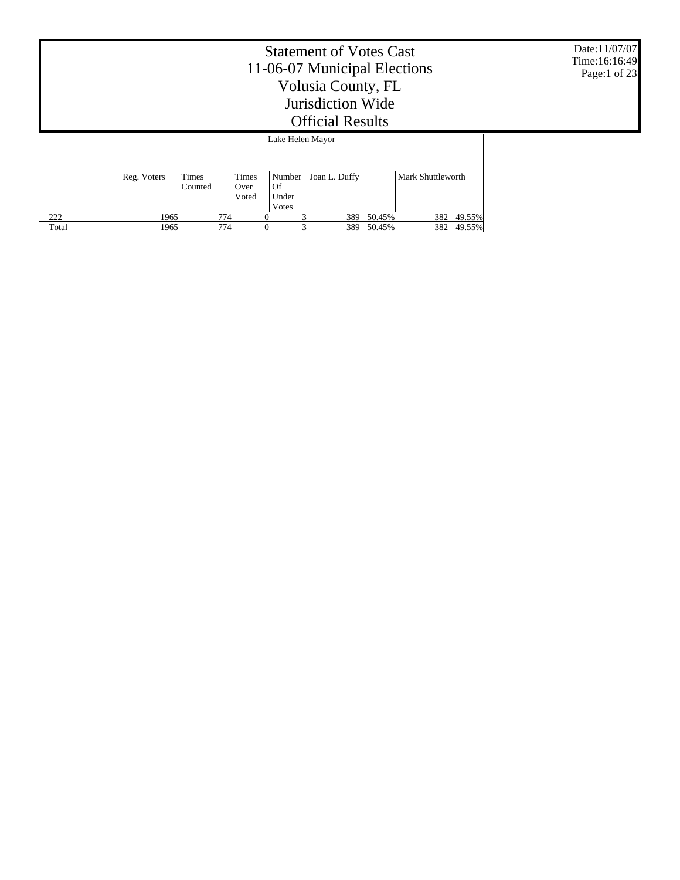# Statement of Votes Cast
## 11-06-07 Municipal Elections
## Volusia County, FL
## Jurisdiction Wide
## Official Results

Date:11/07/07
Time:16:16:49

| | Lake Helen Mayor | | | | | | | |
|---|---|---|---|---|---|---|---|---|
| | Reg. Voters | Times Counted | Times Over Voted | Number Of Under Votes | Joan L. Duffy | | Mark Shuttleworth | |
| 222 | 1965 | 774 | 0 | 3 | 389 | 50.45% | 382 | 49.55% |
| Total | 1965 | 774 | 0 | 3 | 389 | 50.45% | 382 | 49.55% |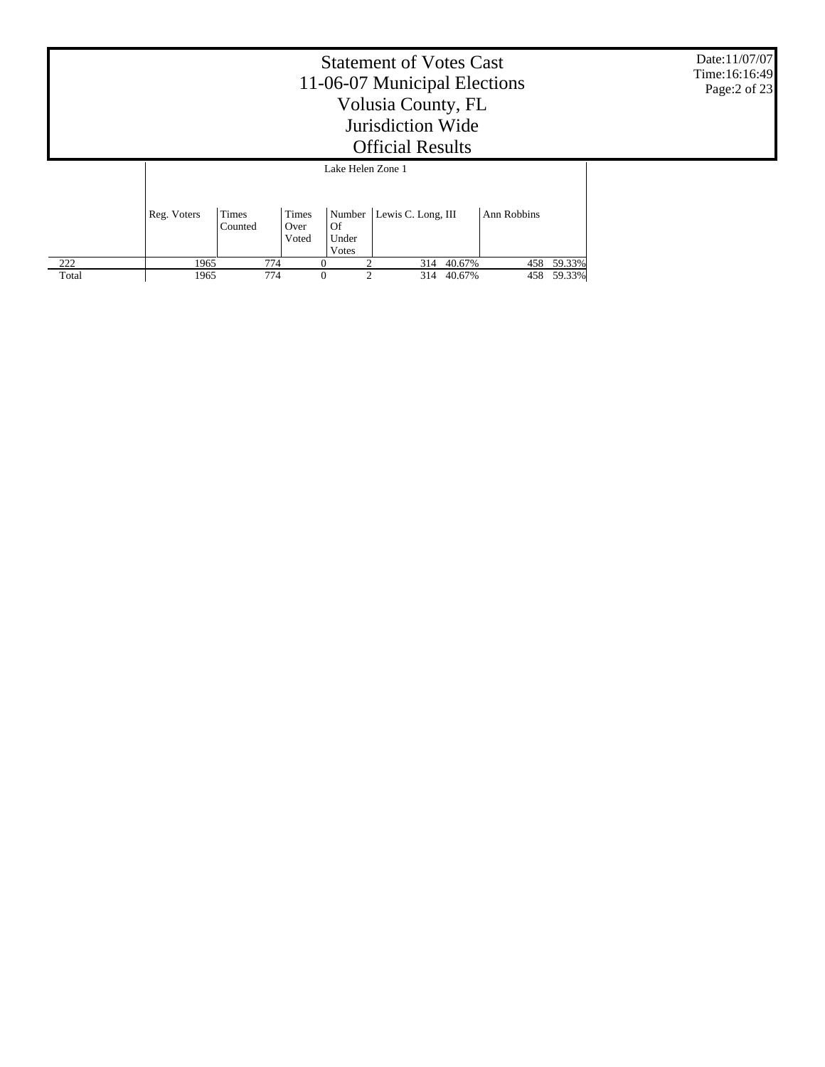# Statement of Votes Cast
# 11-06-07 Municipal Elections
# Volusia County, FL
# Jurisdiction Wide
# Official Results

| | Lake Helen Zone 1 | | | | | | | |
|---|---|---|---|---|---|---|---|---|
| | Reg. Voters | Times Counted | Times Over Voted | Number Of Under Votes | Lewis C. Long, III | | Ann Robbins | |
| 222 | 1965 | 774 | 0 | 2 | 314 | 40.67% | 458 | 59.33% |
| Total | 1965 | 774 | 0 | 2 | 314 | 40.67% | 458 | 59.33% |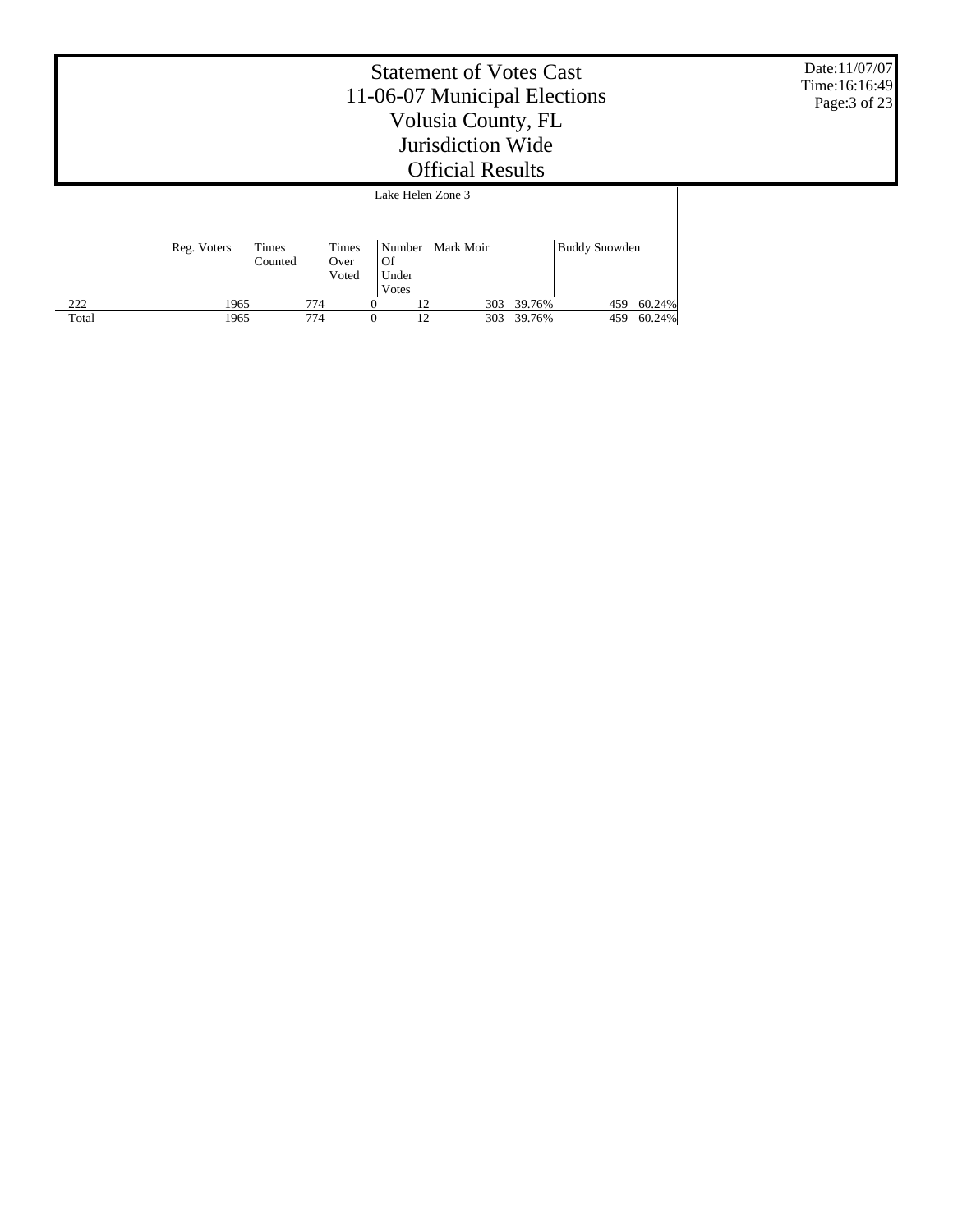# Statement of Votes Cast
## 11-06-07 Municipal Elections
## Volusia County, FL
## Jurisdiction Wide
## Official Results

Date:11/07/07
Time:16:16:49

| | Lake Helen Zone 3 | | | | | | | |
|---|---|---|---|---|---|---|---|---|
| | Reg. Voters | Times Counted | Times Over Voted | Number Of Under Votes | Mark Moir | | Buddy Snowden | |
| 222 | 1965 | 774 | 0 | 12 | 303 | 39.76% | 459 | 60.24% |
| Total | 1965 | 774 | 0 | 12 | 303 | 39.76% | 459 | 60.24% |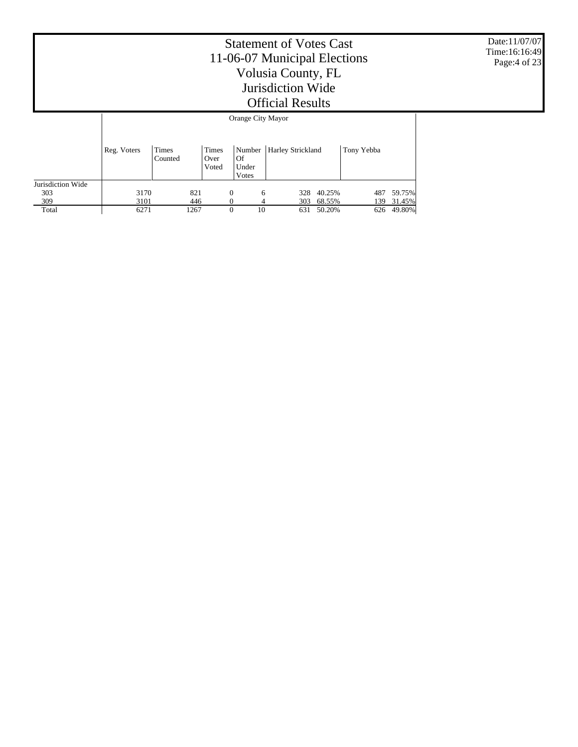# Statement of Votes Cast
## 11-06-07 Municipal Elections
## Volusia County, FL
## Jurisdiction Wide
## Official Results

Date:11/07/07
Time:16:16:49

| | Orange City Mayor | | | | | | | |
|---|---|---|---|---|---|---|---|---|
| | Reg. Voters | Times Counted | Times Over Voted | Number Of Under Votes | Harley Strickland | | Tony Yebba | |
| Jurisdiction Wide | | | | | | | | |
| 303 | 3170 | 821 | 0 | 6 | 328 | 40.25% | 487 | 59.75% |
| 309 | 3101 | 446 | 0 | 4 | 303 | 68.55% | 139 | 31.45% |
| Total | 6271 | 1267 | 0 | 10 | 631 | 50.20% | 626 | 49.80% |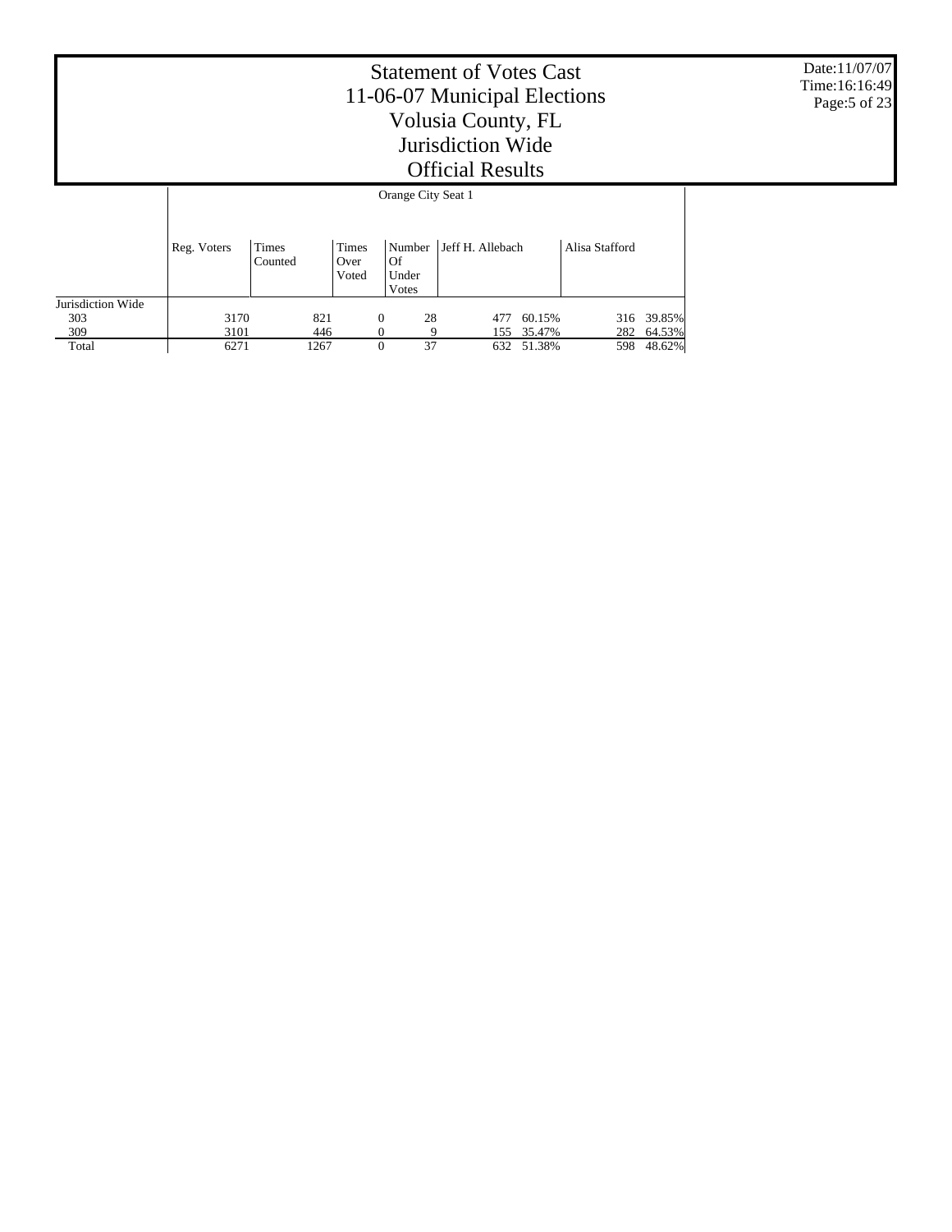# Statement of Votes Cast
# 11-06-07 Municipal Elections
# Volusia County, FL
# Jurisdiction Wide
# Official Results

Date:11/07/07
Time:16:16:49

| | Orange City Seat 1 | | | | | | | |
|---|---|---|---|---|---|---|---|---|
| | Reg. Voters | Times Counted | Times Over Voted | Number Of Under Votes | Jeff H. Allebach | | Alisa Stafford | |
| Jurisdiction Wide | | | | | | | | |
| 303 | 3170 | 821 | 0 | 28 | 477 | 60.15% | 316 | 39.85% |
| 309 | 3101 | 446 | 0 | 9 | 155 | 35.47% | 282 | 64.53% |
| Total | 6271 | 1267 | 0 | 37 | 632 | 51.38% | 598 | 48.62% |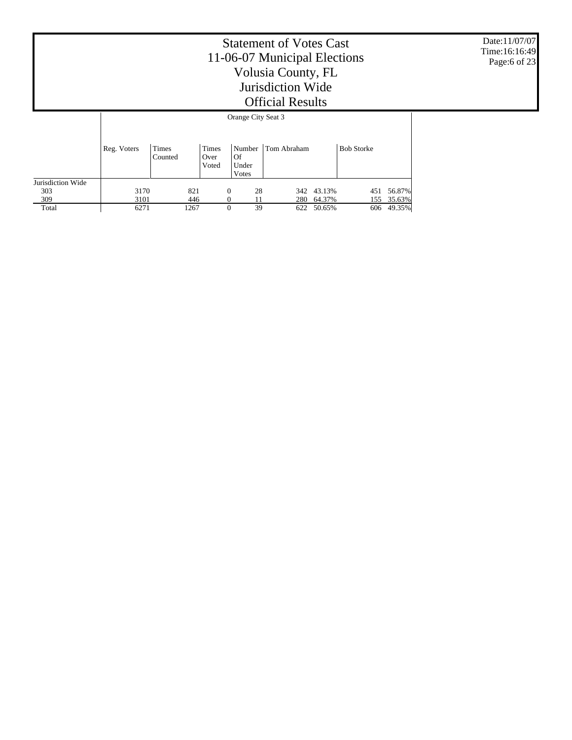# Statement of Votes Cast
# 11-06-07 Municipal Elections
# Volusia County, FL
# Jurisdiction Wide
# Official Results

| | Orange City Seat 3 | | | | | | | |
|---|---|---|---|---|---|---|---|---|
| | Reg. Voters | Times Counted | Times Over Voted | Number Of Under Votes | Tom Abraham | | Bob Storke | |
| Jurisdiction Wide | | | | | | | | |
| 303 | 3170 | 821 | 0 | 28 | 342 | 43.13% | 451 | 56.87% |
| 309 | 3101 | 446 | 0 | 11 | 280 | 64.37% | 155 | 35.63% |
| Total | 6271 | 1267 | 0 | 39 | 622 | 50.65% | 606 | 49.35% |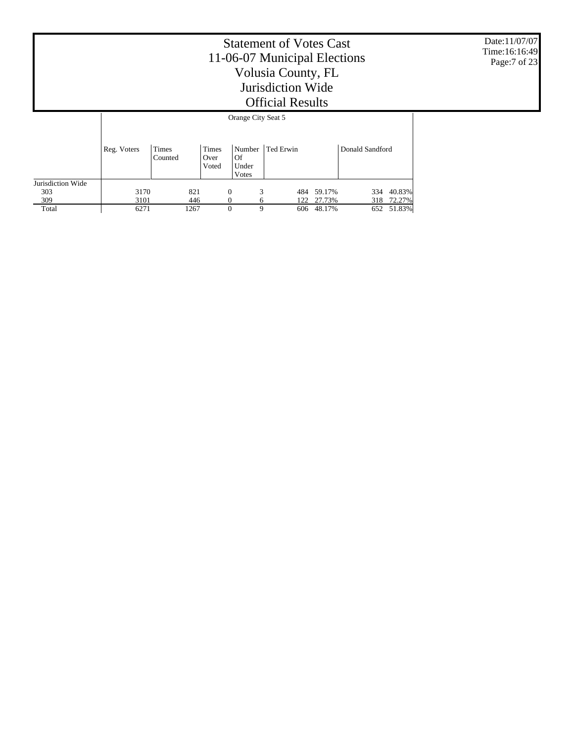# Statement of Votes Cast
# 11-06-07 Municipal Elections
# Volusia County, FL
# Jurisdiction Wide
# Official Results

Date:11/07/07
Time:16:16:49

| | Orange City Seat 5 | | | | | | | |
|---|---|---|---|---|---|---|---|---|
| | Reg. Voters | Times Counted | Times Over Voted | Number Of Under Votes | Ted Erwin | | Donald Sandford | |
| Jurisdiction Wide | | | | | | | | |
| 303 | 3170 | 821 | 0 | 3 | 484 | 59.17% | 334 | 40.83% |
| 309 | 3101 | 446 | 0 | 6 | 122 | 27.73% | 318 | 72.27% |
| Total | 6271 | 1267 | 0 | 9 | 606 | 48.17% | 652 | 51.83% |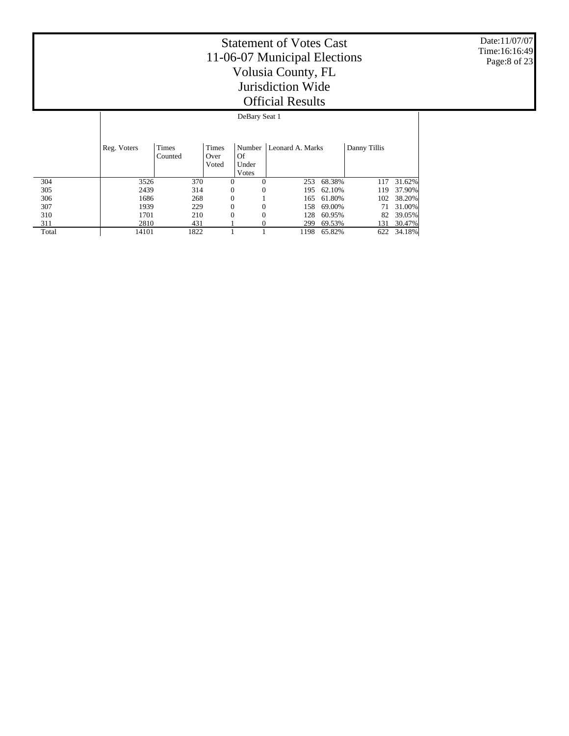# Statement of Votes Cast
## 11-06-07 Municipal Elections
## Volusia County, FL
## Jurisdiction Wide
## Official Results

Date:11/07/07
Time:16:16:49

| | DeBary Seat 1 | | | | | | | |
|---|---|---|---|---|---|---|---|---|
| | Reg. Voters | Times Counted | Times Over Voted | Number Of Under Votes | Leonard A. Marks | | Danny Tillis | |
| 304 | 3526 | 370 | 0 | 0 | 253 | 68.38% | 117 | 31.62% |
| 305 | 2439 | 314 | 0 | 0 | 195 | 62.10% | 119 | 37.90% |
| 306 | 1686 | 268 | 0 | 1 | 165 | 61.80% | 102 | 38.20% |
| 307 | 1939 | 229 | 0 | 0 | 158 | 69.00% | 71 | 31.00% |
| 310 | 1701 | 210 | 0 | 0 | 128 | 60.95% | 82 | 39.05% |
| 311 | 2810 | 431 | 1 | 0 | 299 | 69.53% | 131 | 30.47% |
| Total | 14101 | 1822 | 1 | 1 | 1198 | 65.82% | 622 | 34.18% |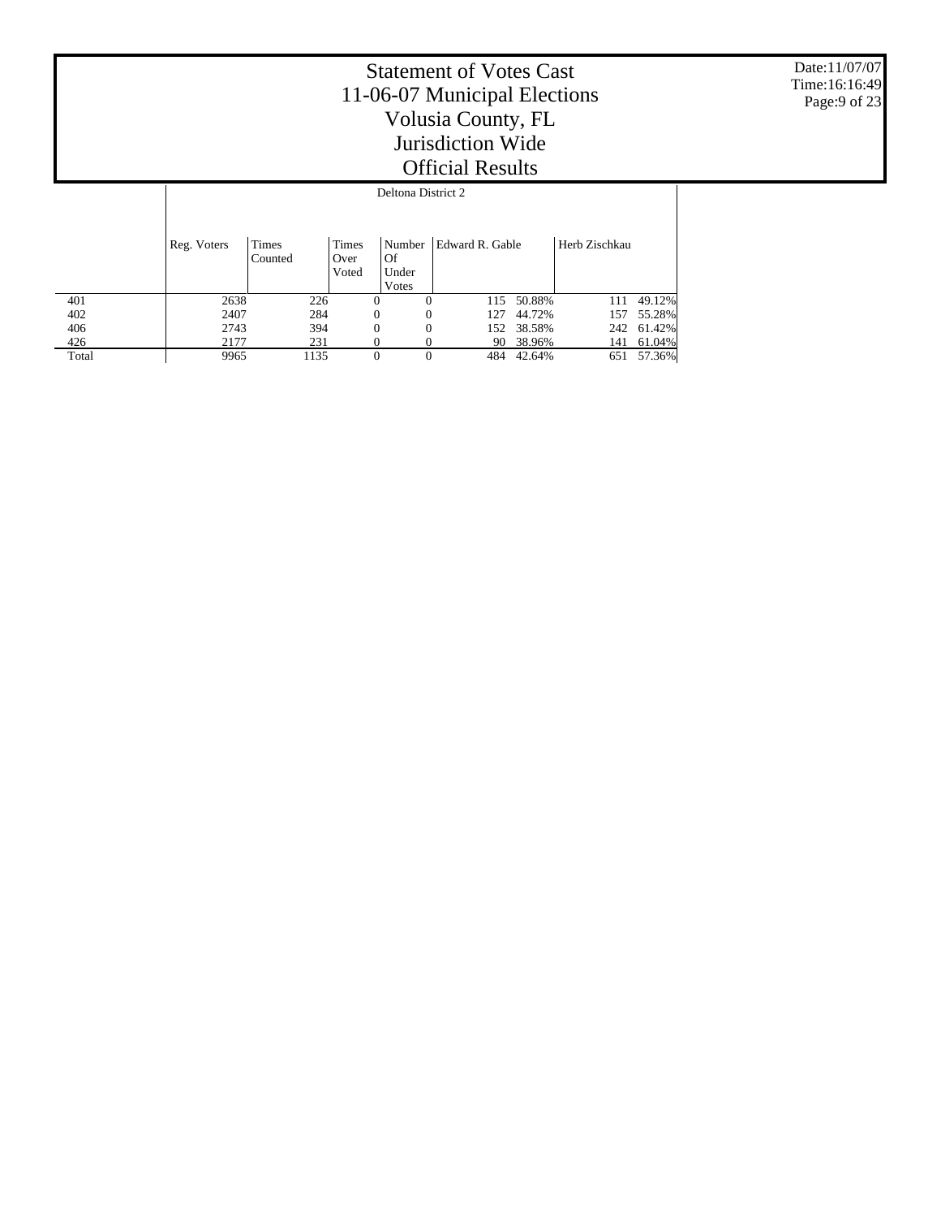# Statement of Votes Cast
## 11-06-07 Municipal Elections
## Volusia County, FL
## Jurisdiction Wide
## Official Results

Date:11/07/07
Time:16:16:49

| | Deltona District 2 | | | | | | | |
|---|---|---|---|---|---|---|---|---|
| | Reg. Voters | Times Counted | Times Over Voted | Number Of Under Votes | Edward R. Gable | | Herb Zischkau | |
| 401 | 2638 | 226 | 0 | 0 | 115 | 50.88% | 111 | 49.12% |
| 402 | 2407 | 284 | 0 | 0 | 127 | 44.72% | 157 | 55.28% |
| 406 | 2743 | 394 | 0 | 0 | 152 | 38.58% | 242 | 61.42% |
| 426 | 2177 | 231 | 0 | 0 | 90 | 38.96% | 141 | 61.04% |
| Total | 9965 | 1135 | 0 | 0 | 484 | 42.64% | 651 | 57.36% |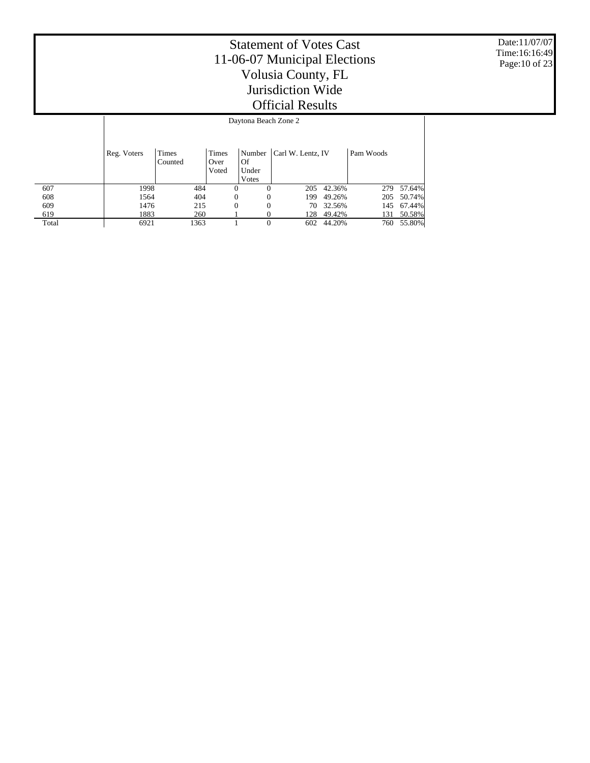# Statement of Votes Cast
## 11-06-07 Municipal Elections
## Volusia County, FL
## Jurisdiction Wide
## Official Results

Date:11/07/07
Time:16:16:49

Daytona Beach Zone 2

| | Reg. Voters | Times Counted | Times Over Voted | Number Of Under Votes | Carl W. Lentz, IV | | Pam Woods | |
|---|---|---|---|---|---|---|---|---|
| 607 | 1998 | 484 | 0 | 0 | 205 | 42.36% | 279 | 57.64% |
| 608 | 1564 | 404 | 0 | 0 | 199 | 49.26% | 205 | 50.74% |
| 609 | 1476 | 215 | 0 | 0 | 70 | 32.56% | 145 | 67.44% |
| 619 | 1883 | 260 | 1 | 0 | 128 | 49.42% | 131 | 50.58% |
| Total | 6921 | 1363 | 1 | 0 | 602 | 44.20% | 760 | 55.80% |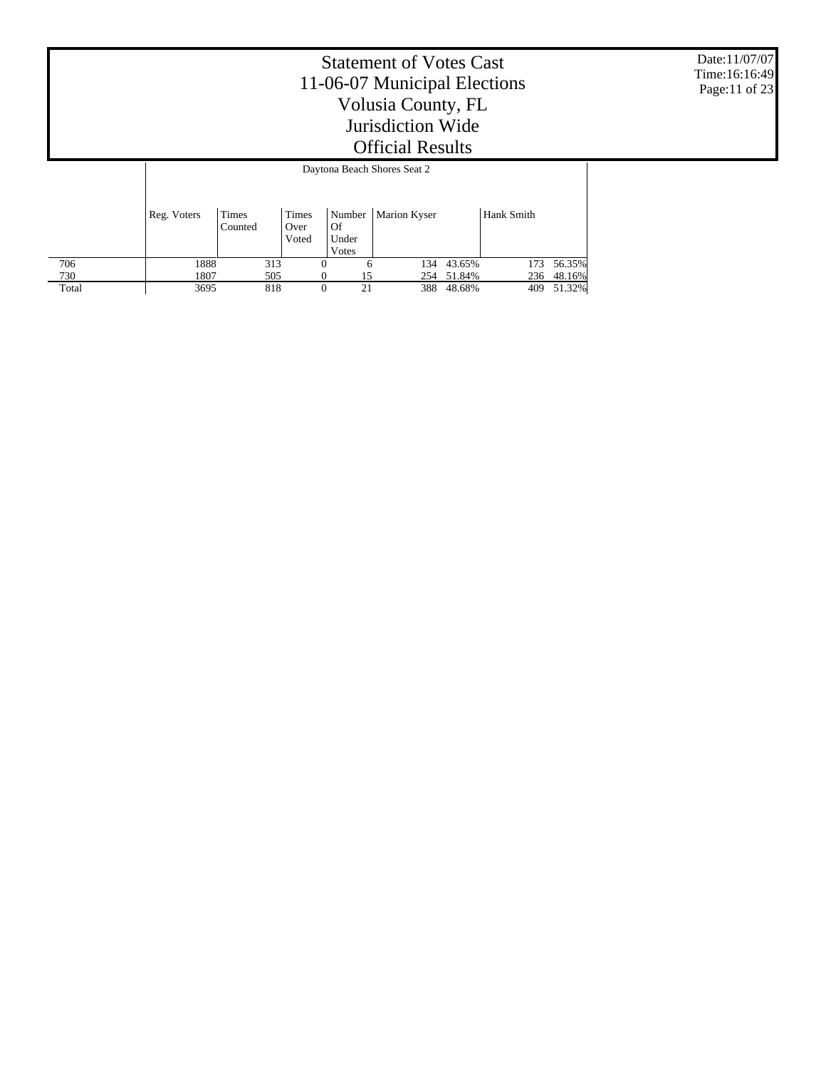# Statement of Votes Cast
## 11-06-07 Municipal Elections
## Volusia County, FL
## Jurisdiction Wide
## Official Results

Date:11/07/07
Time:16:16:49

| | Daytona Beach Shores Seat 2 | | | | | | | |
|---|---|---|---|---|---|---|---|---|
| | Reg. Voters | Times Counted | Times Over Voted | Number Of Under Votes | Marion Kyser | | Hank Smith | |
| 706 | 1888 | 313 | 0 | 6 | 134 | 43.65% | 173 | 56.35% |
| 730 | 1807 | 505 | 0 | 15 | 254 | 51.84% | 236 | 48.16% |
| Total | 3695 | 818 | 0 | 21 | 388 | 48.68% | 409 | 51.32% |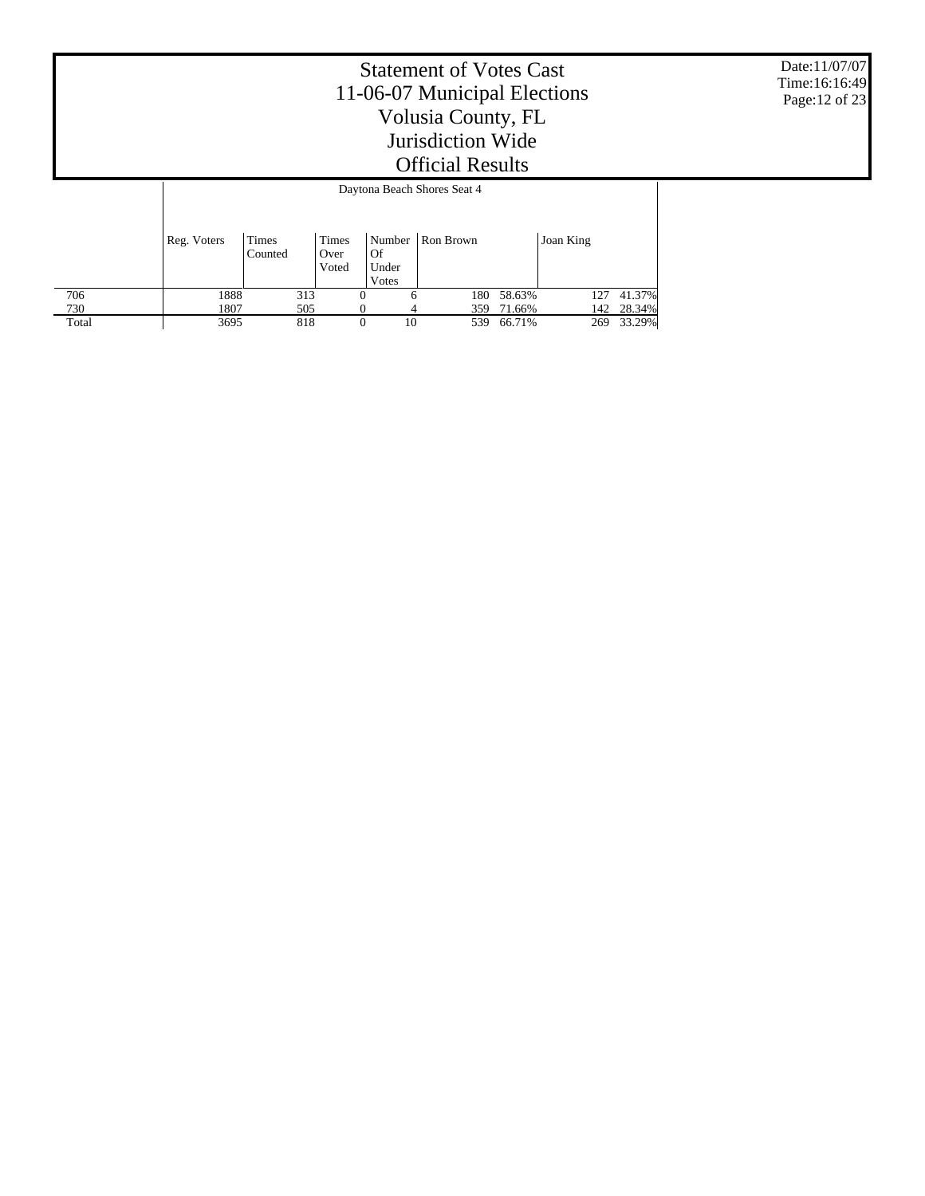# Statement of Votes Cast
# 11-06-07 Municipal Elections
# Volusia County, FL
# Jurisdiction Wide
# Official Results

Date:11/07/07
Time:16:16:49

| | Daytona Beach Shores Seat 4 | | | | | | | |
|---|---|---|---|---|---|---|---|---|
| | Reg. Voters | Times Counted | Times Over Voted | Number Of Under Votes | Ron Brown | | Joan King | |
| 706 | 1888 | 313 | 0 | 6 | 180 | 58.63% | 127 | 41.37% |
| 730 | 1807 | 505 | 0 | 4 | 359 | 71.66% | 142 | 28.34% |
| Total | 3695 | 818 | 0 | 10 | 539 | 66.71% | 269 | 33.29% |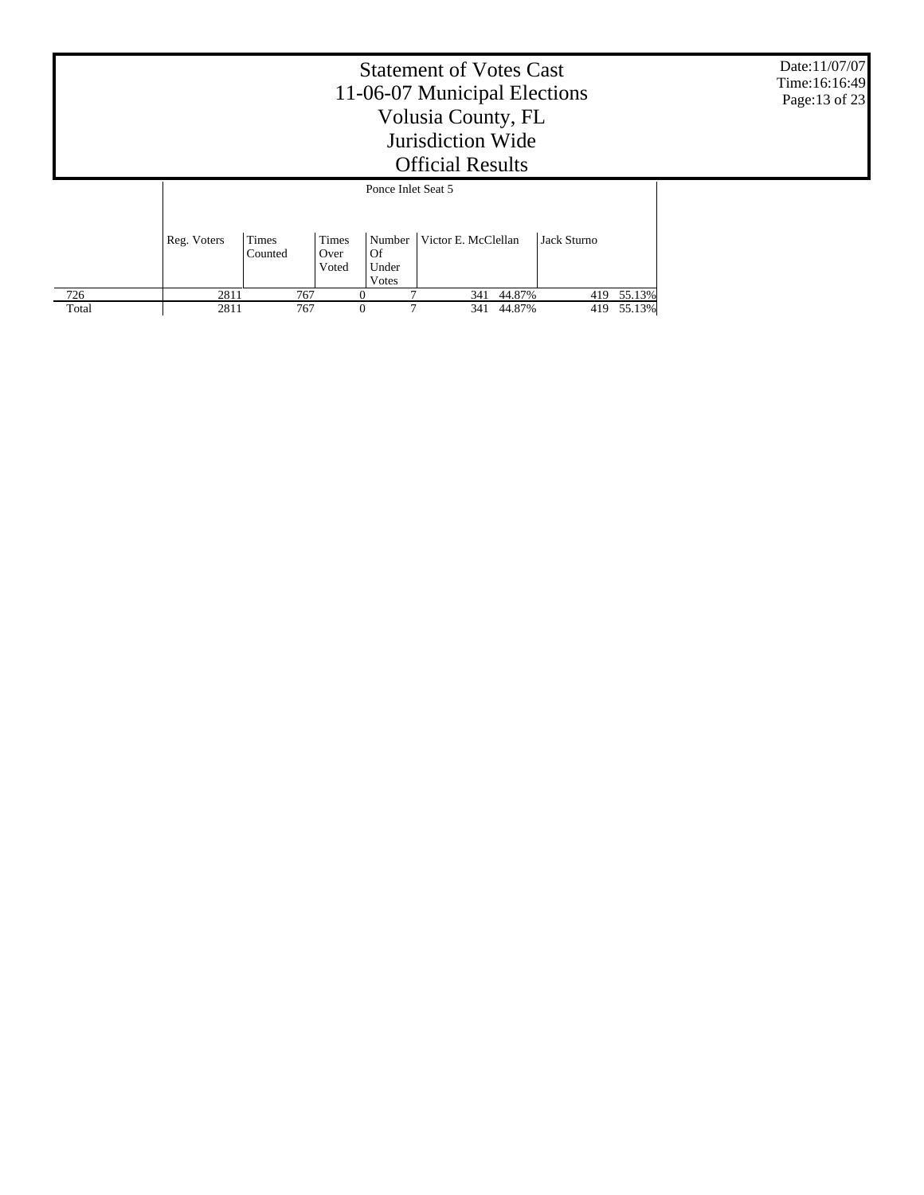# Statement of Votes Cast
## 11-06-07 Municipal Elections
## Volusia County, FL
## Jurisdiction Wide
## Official Results

Date:11/07/07
Time:16:16:49

| | Ponce Inlet Seat 5 | | | | | | | |
|---|---|---|---|---|---|---|---|---|
| | Reg. Voters | Times Counted | Times Over Voted | Number Of Under Votes | Victor E. McClellan | | Jack Sturno | |
| 726 | 2811 | 767 | 0 | 7 | 341 | 44.87% | 419 | 55.13% |
| Total | 2811 | 767 | 0 | 7 | 341 | 44.87% | 419 | 55.13% |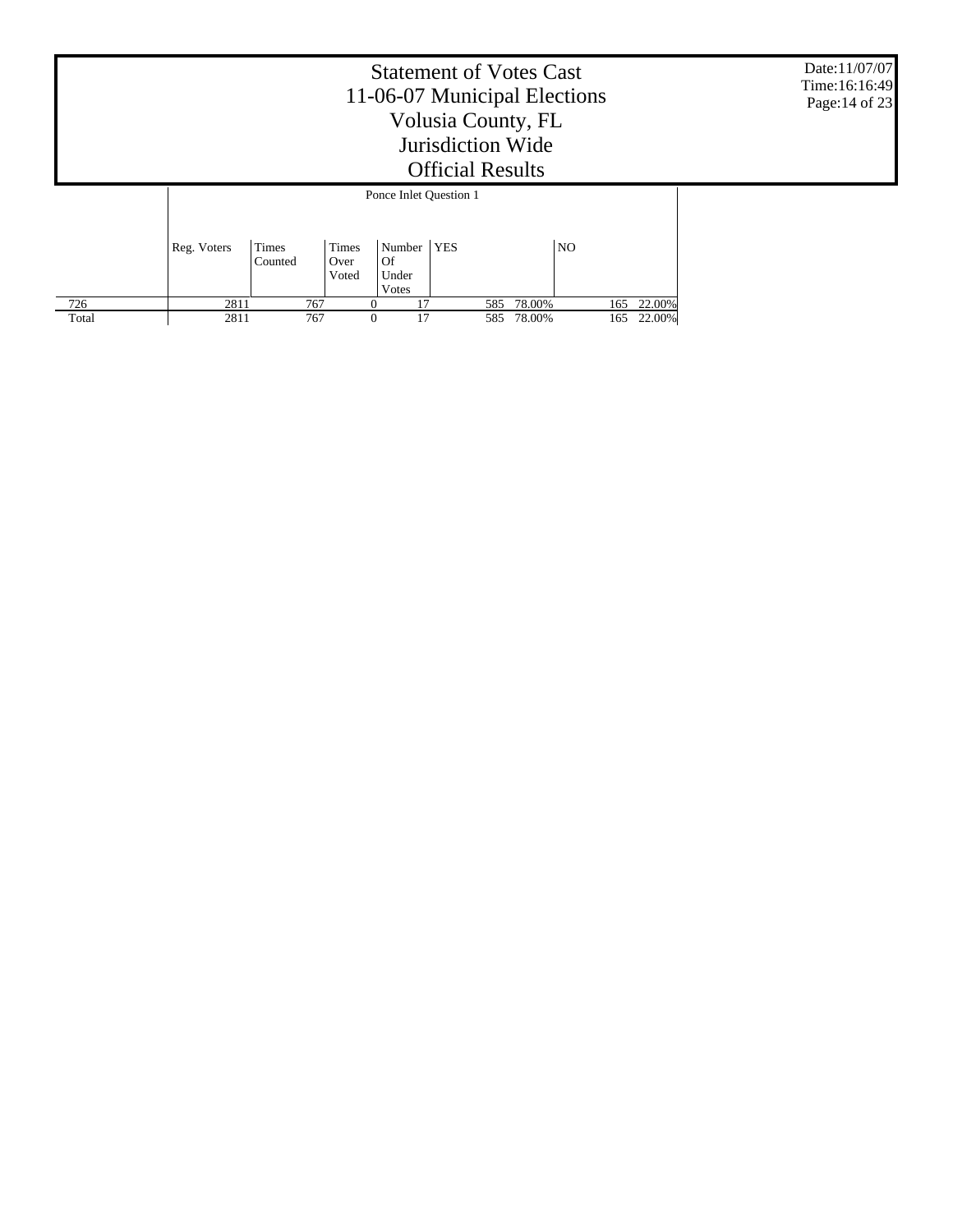# Statement of Votes Cast
## 11-06-07 Municipal Elections
## Volusia County, FL
## Jurisdiction Wide
## Official Results

Date:11/07/07
Time:16:16:49

| | Ponce Inlet Question 1 | | | | | | | |
|---|---|---|---|---|---|---|---|---|
| | Reg. Voters | Times Counted | Times Over Voted | Number Of Under Votes | YES | | NO | |
| 726 | 2811 | 767 | 0 | 17 | 585 | 78.00% | 165 | 22.00% |
| Total | 2811 | 767 | 0 | 17 | 585 | 78.00% | 165 | 22.00% |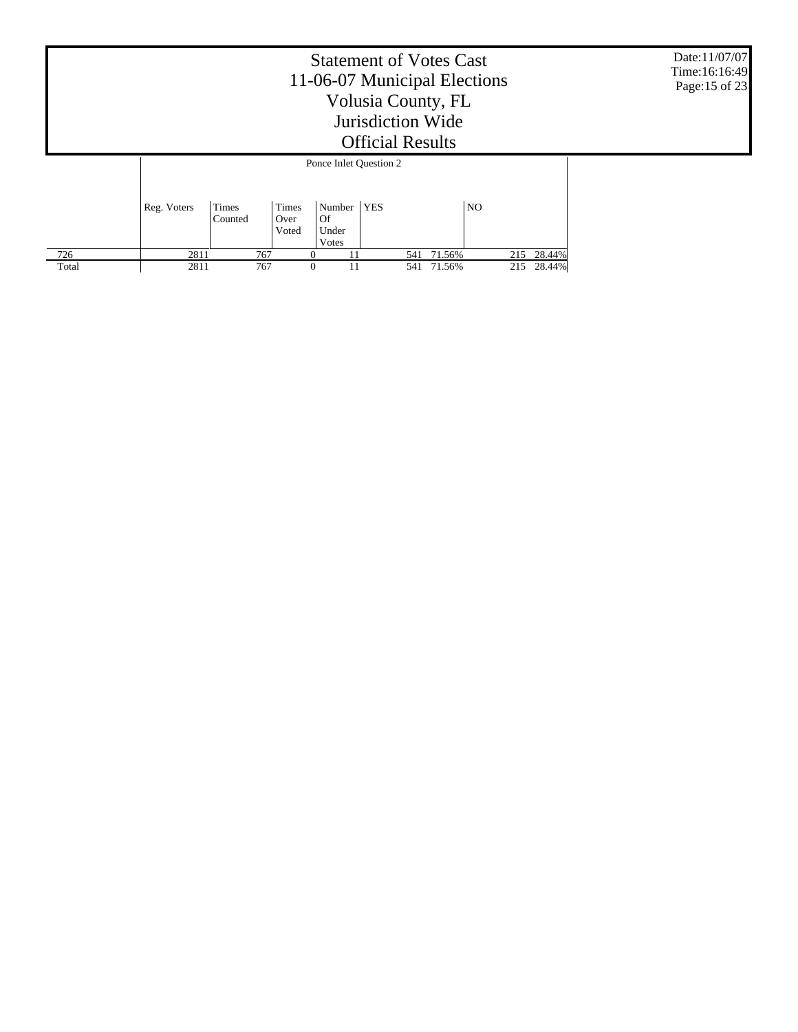# Statement of Votes Cast
## 11-06-07 Municipal Elections
## Volusia County, FL
## Jurisdiction Wide
## Official Results

Date:11/07/07
Time:16:16:49

| | Ponce Inlet Question 2 | | | | | | | |
|---|---|---|---|---|---|---|---|---|
| | Reg. Voters | Times Counted | Times Over Voted | Number Of Under Votes | YES | | NO | |
| 726 | 2811 | 767 | 0 | 11 | 541 | 71.56% | 215 | 28.44% |
| Total | 2811 | 767 | 0 | 11 | 541 | 71.56% | 215 | 28.44% |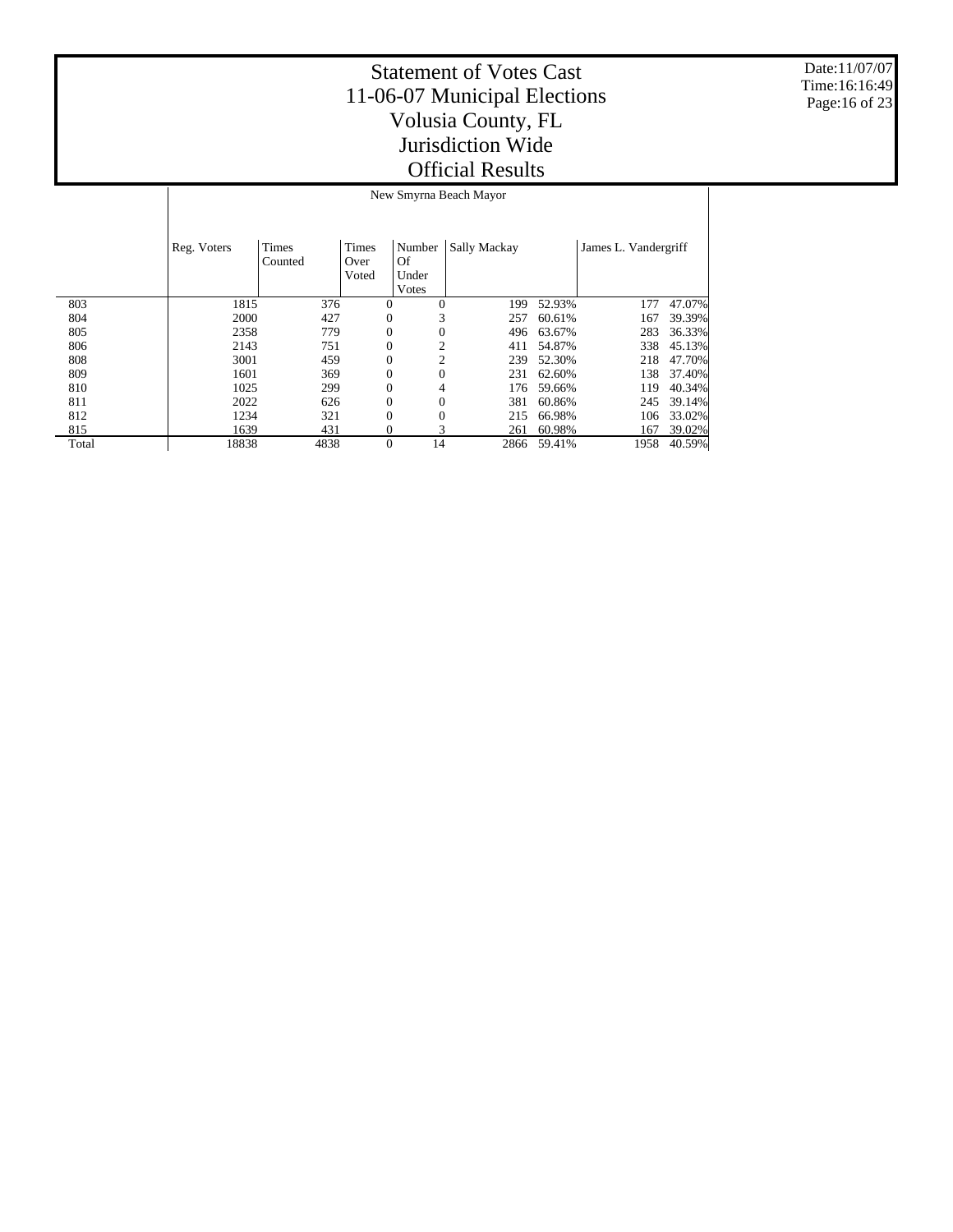# Statement of Votes Cast
# 11-06-07 Municipal Elections
# Volusia County, FL
# Jurisdiction Wide
# Official Results

Date:11/07/07
Time:16:16:49

| | New Smyrna Beach Mayor | | | | | | | |
|---|---|---|---|---|---|---|---|---|
| | Reg. Voters | Times Counted | Times Over Voted | Number Of Under Votes | Sally Mackay | | James L. Vandergriff | |
| 803 | 1815 | 376 | 0 | 0 | 199 | 52.93% | 177 | 47.07% |
| 804 | 2000 | 427 | 0 | 3 | 257 | 60.61% | 167 | 39.39% |
| 805 | 2358 | 779 | 0 | 0 | 496 | 63.67% | 283 | 36.33% |
| 806 | 2143 | 751 | 0 | 2 | 411 | 54.87% | 338 | 45.13% |
| 808 | 3001 | 459 | 0 | 2 | 239 | 52.30% | 218 | 47.70% |
| 809 | 1601 | 369 | 0 | 0 | 231 | 62.60% | 138 | 37.40% |
| 810 | 1025 | 299 | 0 | 4 | 176 | 59.66% | 119 | 40.34% |
| 811 | 2022 | 626 | 0 | 0 | 381 | 60.86% | 245 | 39.14% |
| 812 | 1234 | 321 | 0 | 0 | 215 | 66.98% | 106 | 33.02% |
| 815 | 1639 | 431 | 0 | 3 | 261 | 60.98% | 167 | 39.02% |
| Total | 18838 | 4838 | 0 | 14 | 2866 | 59.41% | 1958 | 40.59% |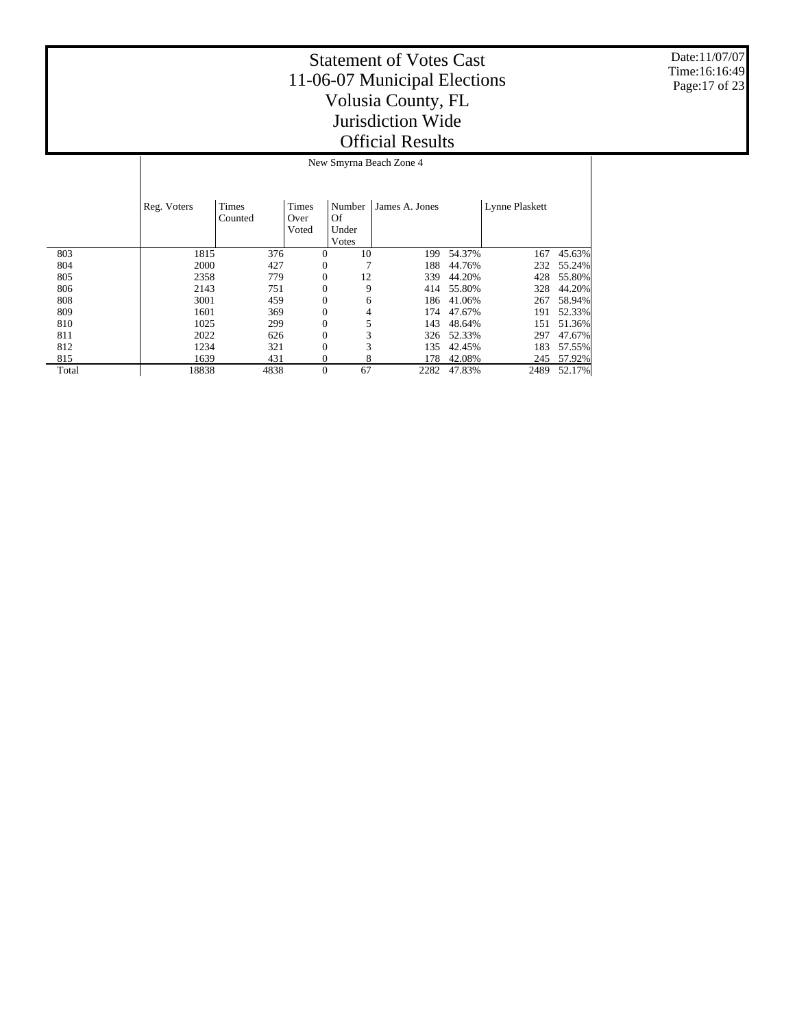# Statement of Votes Cast
# 11-06-07 Municipal Elections
# Volusia County, FL
# Jurisdiction Wide
# Official Results

Date:11/07/07
Time:16:16:49

| | New Smyrna Beach Zone 4 | | | | | | | |
|---|---|---|---|---|---|---|---|---|
| | Reg. Voters | Times Counted | Times Over Voted | Number Of Under Votes | James A. Jones | | Lynne Plaskett | |
| 803 | 1815 | 376 | 0 | 10 | 199 | 54.37% | 167 | 45.63% |
| 804 | 2000 | 427 | 0 | 7 | 188 | 44.76% | 232 | 55.24% |
| 805 | 2358 | 779 | 0 | 12 | 339 | 44.20% | 428 | 55.80% |
| 806 | 2143 | 751 | 0 | 9 | 414 | 55.80% | 328 | 44.20% |
| 808 | 3001 | 459 | 0 | 6 | 186 | 41.06% | 267 | 58.94% |
| 809 | 1601 | 369 | 0 | 4 | 174 | 47.67% | 191 | 52.33% |
| 810 | 1025 | 299 | 0 | 5 | 143 | 48.64% | 151 | 51.36% |
| 811 | 2022 | 626 | 0 | 3 | 326 | 52.33% | 297 | 47.67% |
| 812 | 1234 | 321 | 0 | 3 | 135 | 42.45% | 183 | 57.55% |
| 815 | 1639 | 431 | 0 | 8 | 178 | 42.08% | 245 | 57.92% |
| Total | 18838 | 4838 | 0 | 67 | 2282 | 47.83% | 2489 | 52.17% |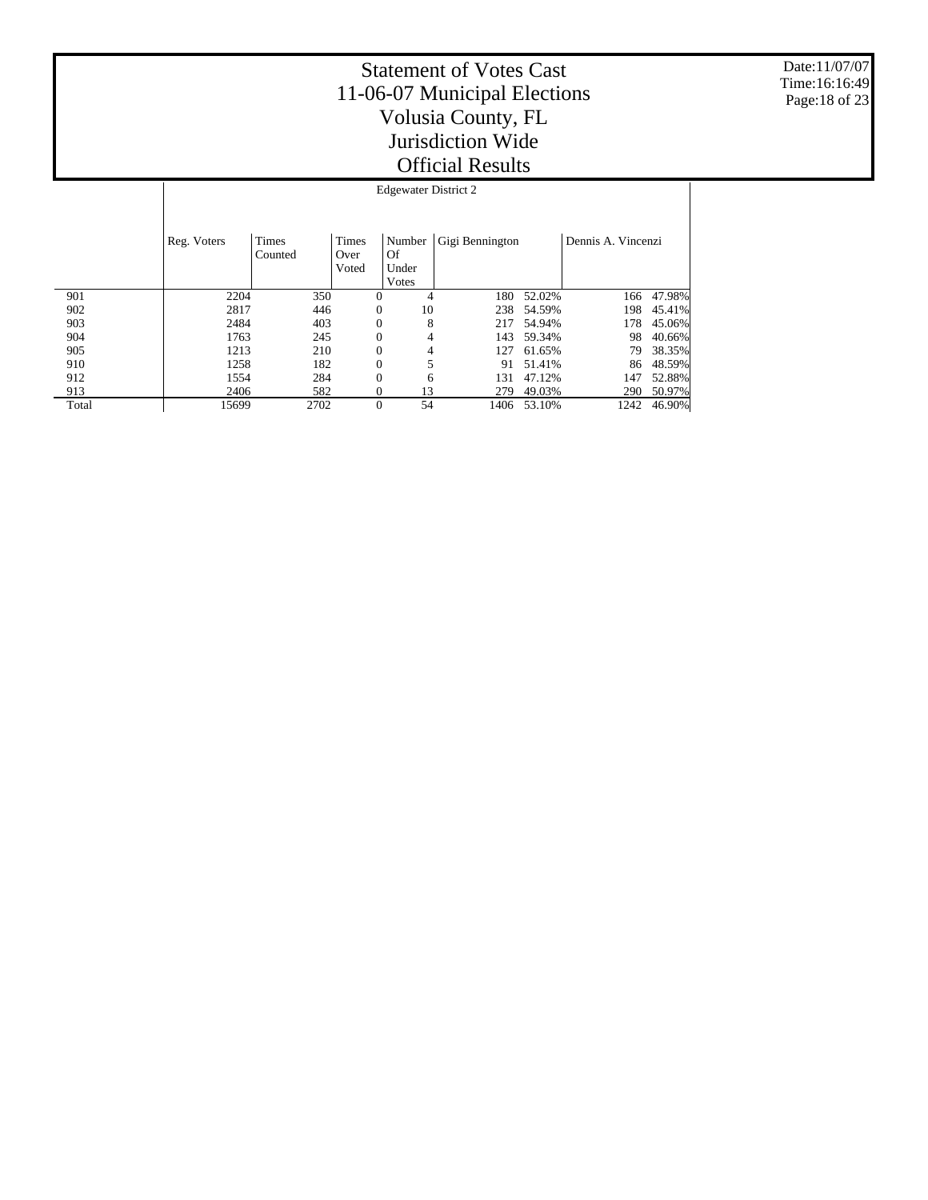# Statement of Votes Cast
## 11-06-07 Municipal Elections
## Volusia County, FL
## Jurisdiction Wide
## Official Results

Date:11/07/07
Time:16:16:49

| | Edgewater District 2 | | | | | | | |
|---|---|---|---|---|---|---|---|---|
| | Reg. Voters | Times Counted | Times Over Voted | Number Of Under Votes | Gigi Bennington | | Dennis A. Vincenzi | |
| 901 | 2204 | 350 | 0 | 4 | 180 | 52.02% | 166 | 47.98% |
| 902 | 2817 | 446 | 0 | 10 | 238 | 54.59% | 198 | 45.41% |
| 903 | 2484 | 403 | 0 | 8 | 217 | 54.94% | 178 | 45.06% |
| 904 | 1763 | 245 | 0 | 4 | 143 | 59.34% | 98 | 40.66% |
| 905 | 1213 | 210 | 0 | 4 | 127 | 61.65% | 79 | 38.35% |
| 910 | 1258 | 182 | 0 | 5 | 91 | 51.41% | 86 | 48.59% |
| 912 | 1554 | 284 | 0 | 6 | 131 | 47.12% | 147 | 52.88% |
| 913 | 2406 | 582 | 0 | 13 | 279 | 49.03% | 290 | 50.97% |
| Total | 15699 | 2702 | 0 | 54 | 1406 | 53.10% | 1242 | 46.90% |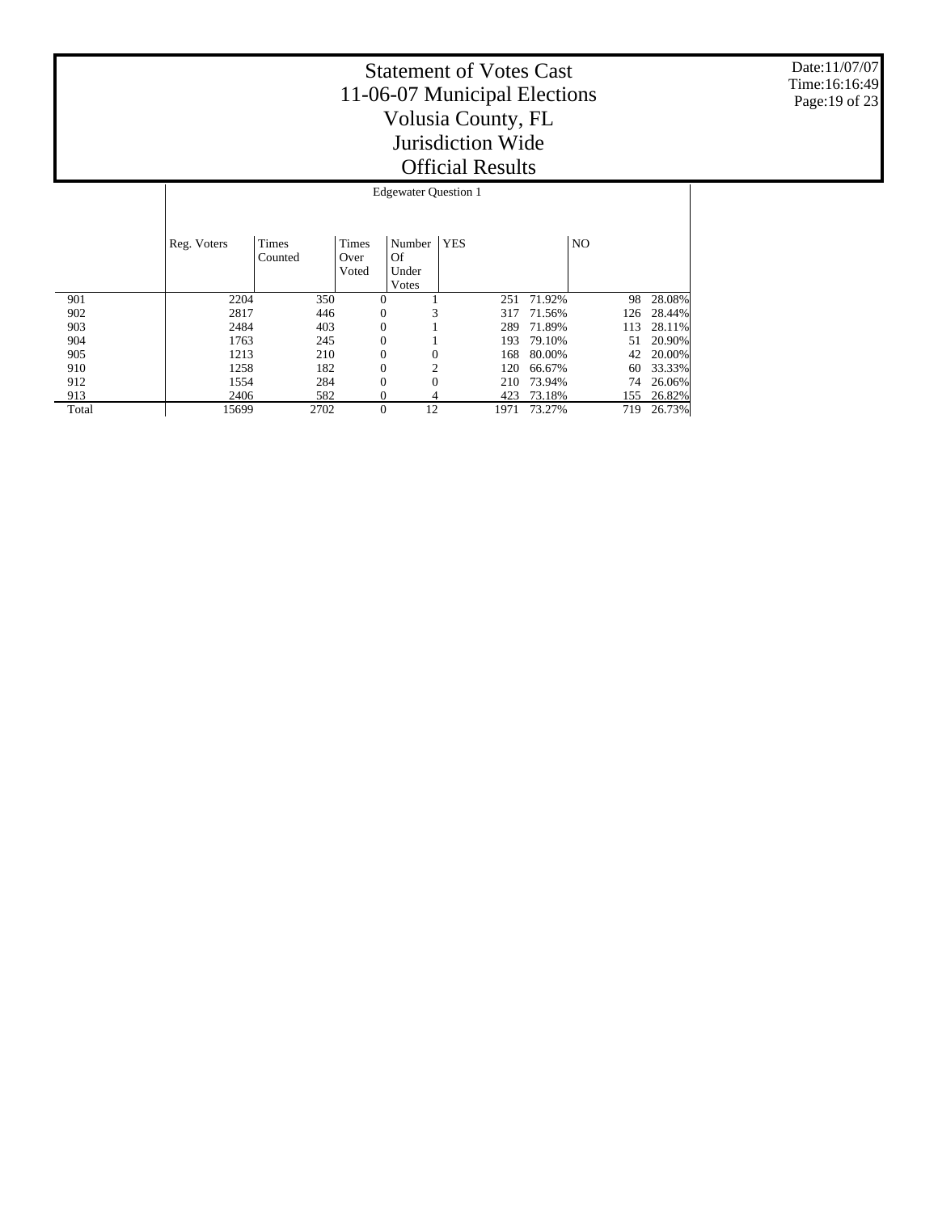# Statement of Votes Cast
# 11-06-07 Municipal Elections
# Volusia County, FL
# Jurisdiction Wide
# Official Results

Date:11/07/07
Time:16:16:49

| | Edgewater Question 1 | | | | | | | |
|---|---|---|---|---|---|---|---|---|
| | Reg. Voters | Times Counted | Times Over Voted | Number Of Under Votes | YES | | NO | |
| 901 | 2204 | 350 | 0 | 1 | 251 | 71.92% | 98 | 28.08% |
| 902 | 2817 | 446 | 0 | 3 | 317 | 71.56% | 126 | 28.44% |
| 903 | 2484 | 403 | 0 | 1 | 289 | 71.89% | 113 | 28.11% |
| 904 | 1763 | 245 | 0 | 1 | 193 | 79.10% | 51 | 20.90% |
| 905 | 1213 | 210 | 0 | 0 | 168 | 80.00% | 42 | 20.00% |
| 910 | 1258 | 182 | 0 | 2 | 120 | 66.67% | 60 | 33.33% |
| 912 | 1554 | 284 | 0 | 0 | 210 | 73.94% | 74 | 26.06% |
| 913 | 2406 | 582 | 0 | 4 | 423 | 73.18% | 155 | 26.82% |
| Total | 15699 | 2702 | 0 | 12 | 1971 | 73.27% | 719 | 26.73% |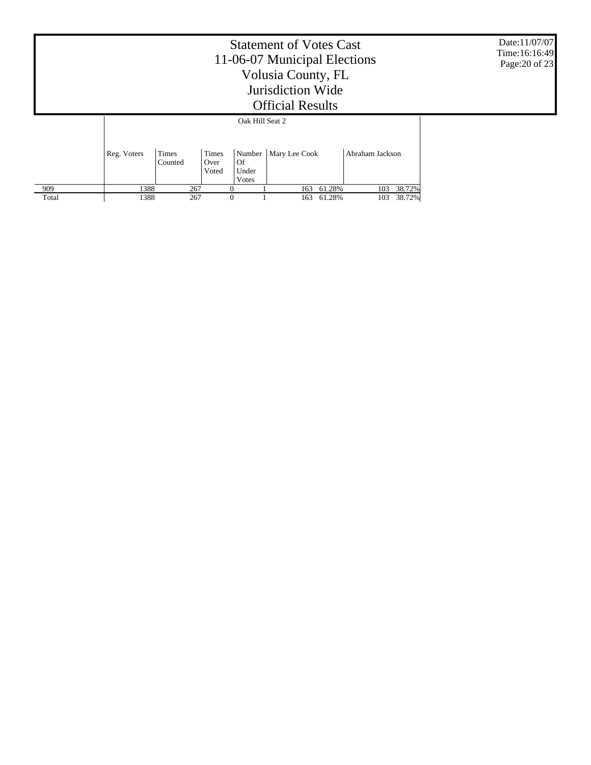# Statement of Votes Cast
## 11-06-07 Municipal Elections
## Volusia County, FL
## Jurisdiction Wide
## Official Results

Date:11/07/07
Time:16:16:49

| | Oak Hill Seat 2 | | | | | | | |
|---|---|---|---|---|---|---|---|---|
| | Reg. Voters | Times Counted | Times Over Voted | Number Of Under Votes | Mary Lee Cook | | Abraham Jackson | |
| 909 | 1388 | 267 | 0 | 1 | 163 | 61.28% | 103 | 38.72% |
| Total | 1388 | 267 | 0 | 1 | 163 | 61.28% | 103 | 38.72% |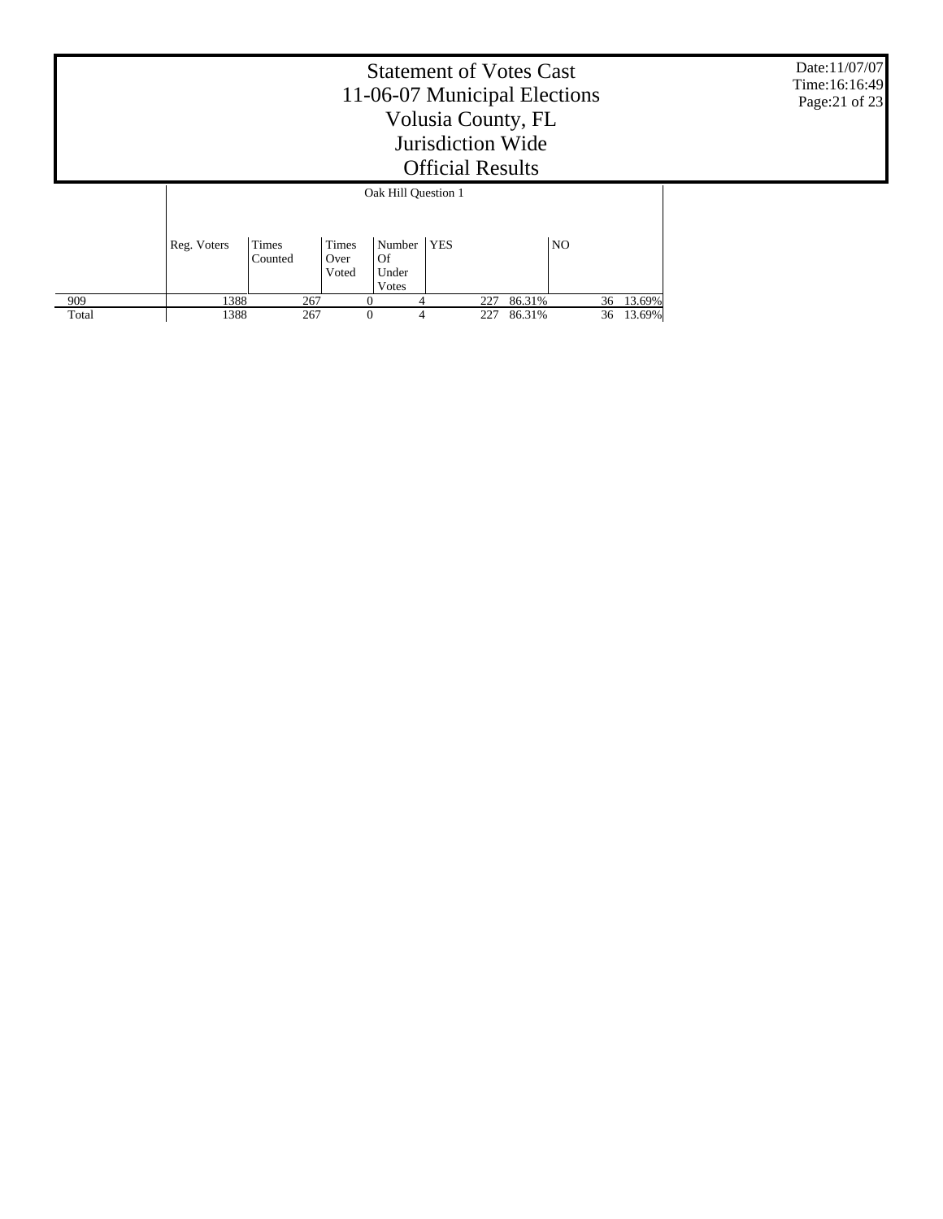# Statement of Votes Cast
## 11-06-07 Municipal Elections
## Volusia County, FL
## Jurisdiction Wide
## Official Results

| | Oak Hill Question 1 | | | | | | | |
|---|---|---|---|---|---|---|---|---|
| | Reg. Voters | Times Counted | Times Over Voted | Number Of Under Votes | YES | | NO | |
| 909 | 1388 | 267 | 0 | 4 | 227 | 86.31% | 36 | 13.69% |
| Total | 1388 | 267 | 0 | 4 | 227 | 86.31% | 36 | 13.69% |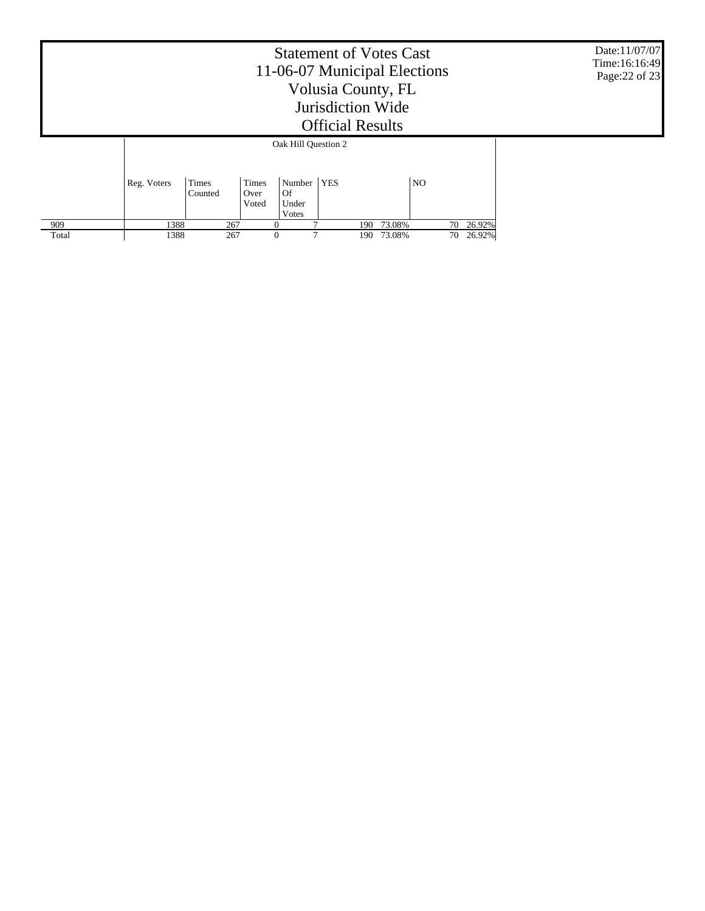# Statement of Votes Cast
# 11-06-07 Municipal Elections
# Volusia County, FL
# Jurisdiction Wide
# Official Results

Date:11/07/07
Time:16:16:49

| | Oak Hill Question 2 | | | | | | | |
|---|---|---|---|---|---|---|---|---|
| | Reg. Voters | Times Counted | Times Over Voted | Number Of Under Votes | YES | | NO | |
| 909 | 1388 | 267 | 0 | 7 | 190 | 73.08% | 70 | 26.92% |
| Total | 1388 | 267 | 0 | 7 | 190 | 73.08% | 70 | 26.92% |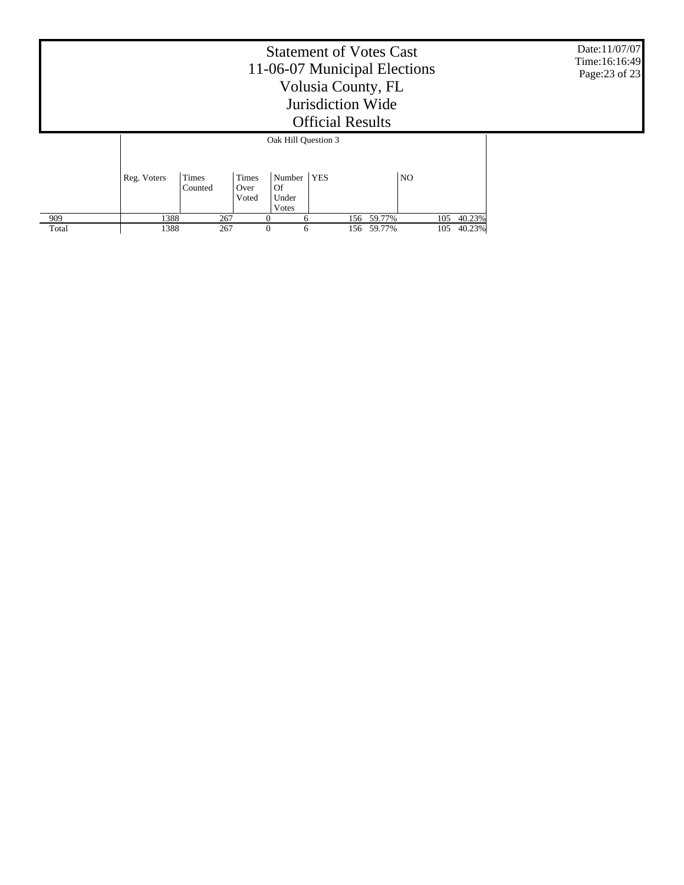# Statement of Votes Cast
# 11-06-07 Municipal Elections
# Volusia County, FL
# Jurisdiction Wide
# Official Results

Date:11/07/07
Time:16:16:49

| | Oak Hill Question 3 | | | | | | | |
|---|---|---|---|---|---|---|---|---|
| | Reg. Voters | Times Counted | Times Over Voted | Number Of Under Votes | YES | | NO | |
| 909 | 1388 | 267 | 0 | 6 | 156 | 59.77% | 105 | 40.23% |
| Total | 1388 | 267 | 0 | 6 | 156 | 59.77% | 105 | 40.23% |